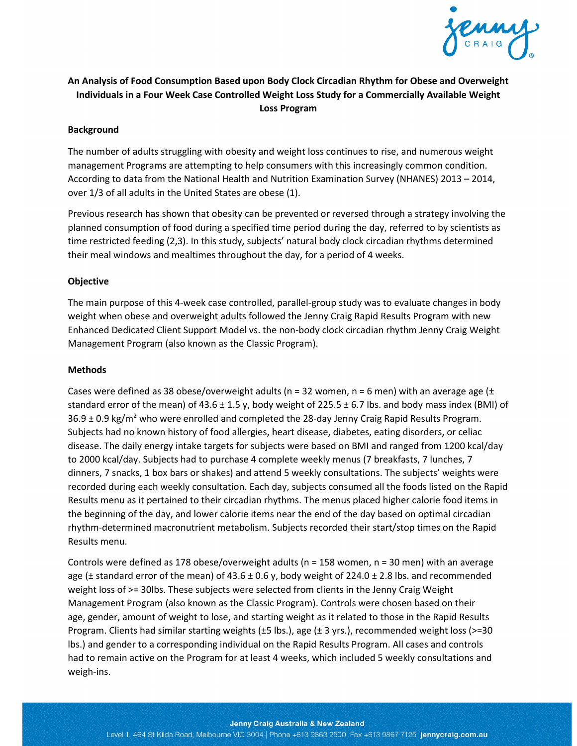**An Analysis of Food Consumption Based upon Body Clock Circadian Rhythm for Obese and Overweight Individuals in a Four Week Case Controlled Weight Loss Study for a Commercially Available Weight Loss Program**

**Background**

The number of adults struggling with obesity and weight loss continues to rise, and numerous weight management Programs are attempting to help consumers with this increasingly common condition. According to data from the National Health and Nutrition Examination Survey (NHANES) 2013 – 2014, over 1/3 of all adults in the United States are obese (1).

Previous research has shown that obesity can be prevented or reversed through a strategy involving the planned consumption of food during a specified time period during the day, referred to by scientists as time restricted feeding (2,3). In this study, subjects' natural body clock circadian rhythms determined their meal windows and mealtimes throughout the day, for a period of 4 weeks.

**Objective**

The main purpose of this 4-week case controlled, parallel-group study was to evaluate changes in body weight when obese and overweight adults followed the Jenny Craig Rapid Results Program with new Enhanced Dedicated Client Support Model vs. the non-body clock circadian rhythm Jenny Craig Weight Management Program (also known as the Classic Program).

**Methods**

Cases were defined as 38 obese/overweight adults (n = 32 women, n = 6 men) with an average age (± standard error of the mean) of 43.6 ± 1.5 y, body weight of 225.5 ± 6.7 lbs. and body mass index (BMI) of 36.9 ± 0.9 kg/m$^2$ who were enrolled and completed the 28-day Jenny Craig Rapid Results Program. Subjects had no known history of food allergies, heart disease, diabetes, eating disorders, or celiac disease. The daily energy intake targets for subjects were based on BMI and ranged from 1200 kcal/day to 2000 kcal/day. Subjects had to purchase 4 complete weekly menus (7 breakfasts, 7 lunches, 7 dinners, 7 snacks, 1 box bars or shakes) and attend 5 weekly consultations. The subjects' weights were recorded during each weekly consultation. Each day, subjects consumed all the foods listed on the Rapid Results menu as it pertained to their circadian rhythms. The menus placed higher calorie food items in the beginning of the day, and lower calorie items near the end of the day based on optimal circadian rhythm-determined macronutrient metabolism. Subjects recorded their start/stop times on the Rapid Results menu.

Controls were defined as 178 obese/overweight adults (n = 158 women, n = 30 men) with an average age (± standard error of the mean) of 43.6 ± 0.6 y, body weight of 224.0 ± 2.8 lbs. and recommended weight loss of >= 30lbs. These subjects were selected from clients in the Jenny Craig Weight Management Program (also known as the Classic Program). Controls were chosen based on their age, gender, amount of weight to lose, and starting weight as it related to those in the Rapid Results Program. Clients had similar starting weights (±5 lbs.), age (± 3 yrs.), recommended weight loss (>=30 lbs.) and gender to a corresponding individual on the Rapid Results Program. All cases and controls had to remain active on the Program for at least 4 weeks, which included 5 weekly consultations and weigh-ins.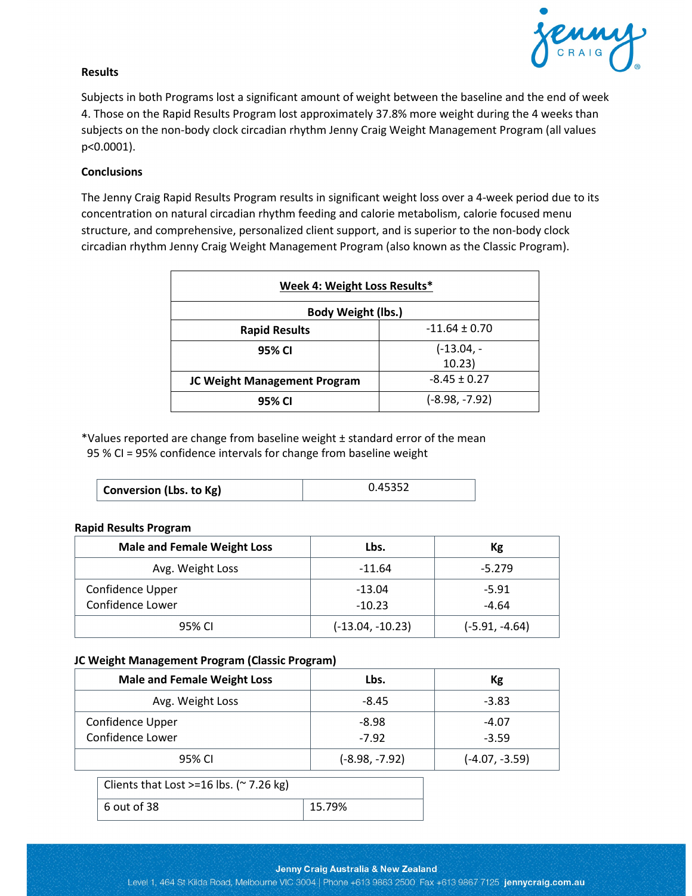**Results**

Subjects in both Programs lost a significant amount of weight between the baseline and the end of week 4. Those on the Rapid Results Program lost approximately 37.8% more weight during the 4 weeks than subjects on the non-body clock circadian rhythm Jenny Craig Weight Management Program (all values $p<0.0001$).

**Conclusions**

The Jenny Craig Rapid Results Program results in significant weight loss over a 4-week period due to its concentration on natural circadian rhythm feeding and calorie metabolism, calorie focused menu structure, and comprehensive, personalized client support, and is superior to the non-body clock circadian rhythm Jenny Craig Weight Management Program (also known as the Classic Program).

| Week 4: Weight Loss Results* | |
|---|---|
| **Body Weight (lbs.)** | |
| **Rapid Results** | -11.64 ± 0.70 |
| **95% CI** | (-13.04, -10.23) |
| **JC Weight Management Program** | -8.45 ± 0.27 |
| **95% CI** | (-8.98, -7.92) |

*Values reported are change from baseline weight ± standard error of the mean
95 % CI = 95% confidence intervals for change from baseline weight

| **Conversion (Lbs. to Kg)** | 0.45352 |
|---|---|

**Rapid Results Program**

| Male and Female Weight Loss | Lbs. | Kg |
|---|---|---|
| Avg. Weight Loss | -11.64 | -5.279 |
| Confidence Upper<br>Confidence Lower | -13.04<br>-10.23 | -5.91<br>-4.64 |
| 95% CI | (-13.04, -10.23) | (-5.91, -4.64) |

**JC Weight Management Program (Classic Program)**

| Male and Female Weight Loss | Lbs. | Kg |
|---|---|---|
| Avg. Weight Loss | -8.45 | -3.83 |
| Confidence Upper<br>Confidence Lower | -8.98<br>-7.92 | -4.07<br>-3.59 |
| 95% CI | (-8.98, -7.92) | (-4.07, -3.59) |

| Clients that Lost >=16 lbs. (~ 7.26 kg) | |
|---|---|
| 6 out of 38 | 15.79% |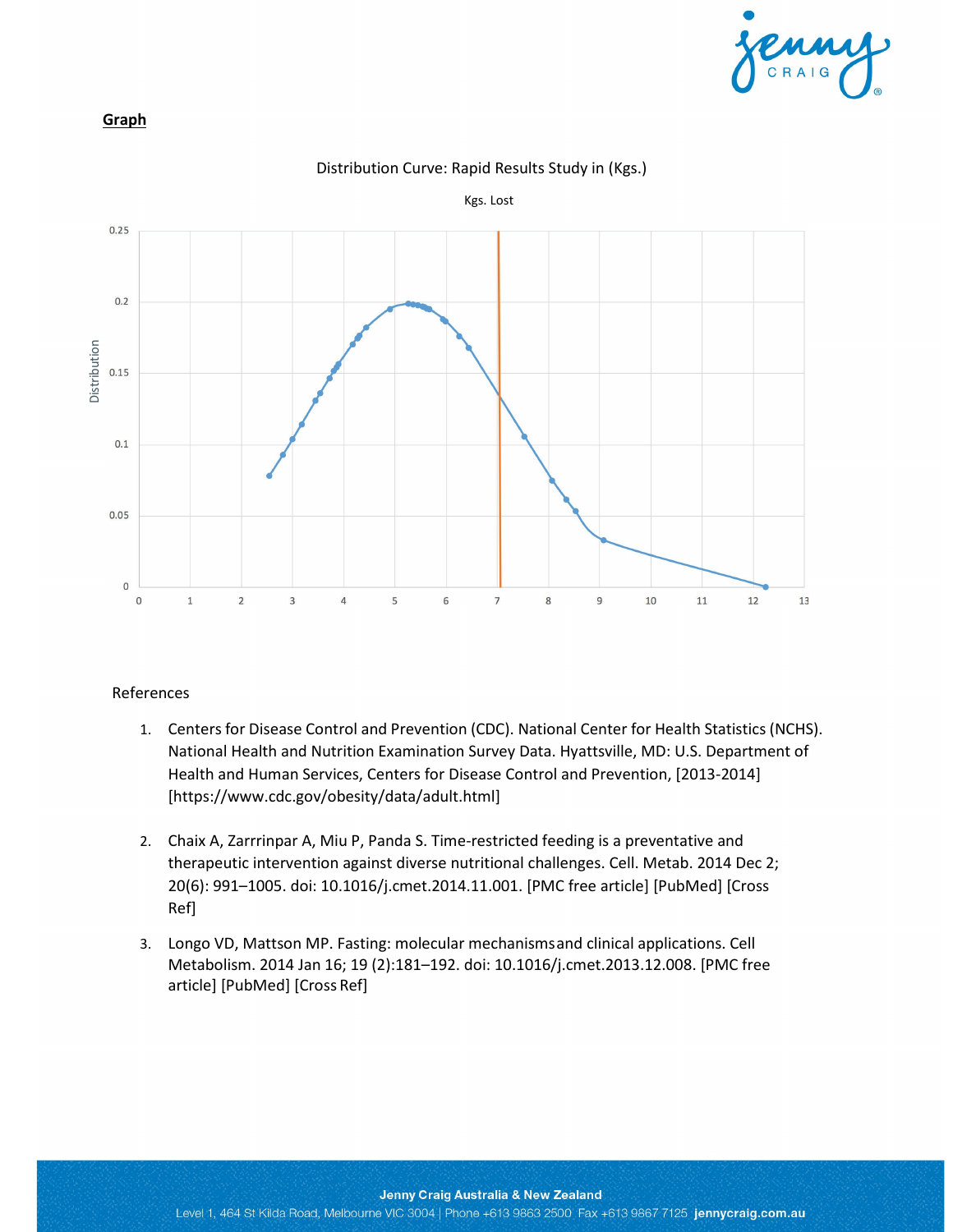## Graph

Distribution Curve: Rapid Results Study in (Kgs.)

Kgs. Lost

Distribution

0.25
0.2
0.15
0.1
0.05
0

0 1 2 3 4 5 6 7 8 9 10 11 12 13

References

1. Centers for Disease Control and Prevention (CDC). National Center for Health Statistics (NCHS). National Health and Nutrition Examination Survey Data. Hyattsville, MD: U.S. Department of Health and Human Services, Centers for Disease Control and Prevention, [2013-2014] [https://www.cdc.gov/obesity/data/adult.html]

2. Chaix A, Zarrrinpar A, Miu P, Panda S. Time-restricted feeding is a preventative and therapeutic intervention against diverse nutritional challenges. Cell. Metab. 2014 Dec 2; 20(6): 991–1005. doi: 10.1016/j.cmet.2014.11.001. [PMC free article] [PubMed] [Cross Ref]

3. Longo VD, Mattson MP. Fasting: molecular mechanisms and clinical applications. Cell Metabolism. 2014 Jan 16; 19 (2):181–192. doi: 10.1016/j.cmet.2013.12.008. [PMC free article] [PubMed] [Cross Ref]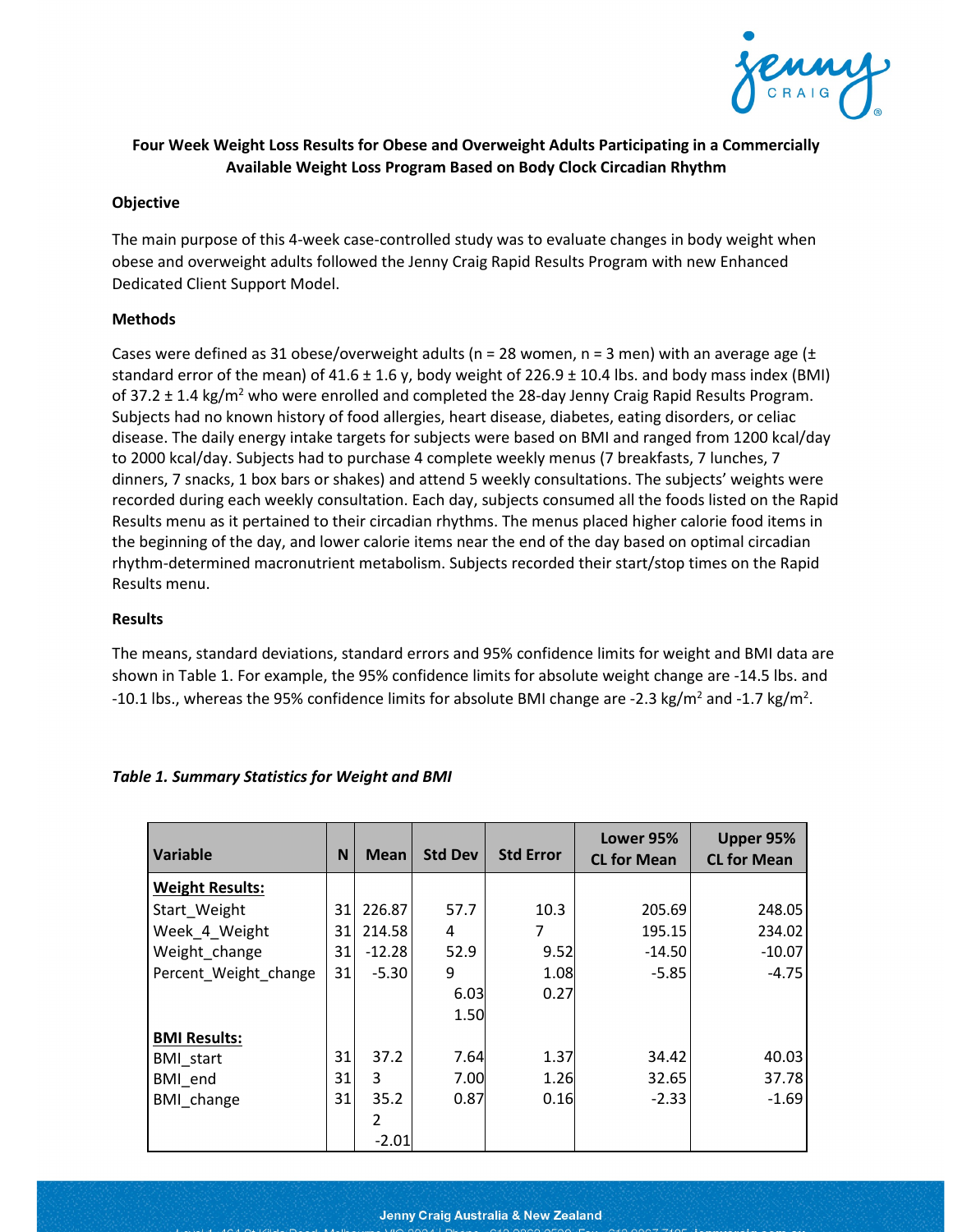**Four Week Weight Loss Results for Obese and Overweight Adults Participating in a Commercially Available Weight Loss Program Based on Body Clock Circadian Rhythm**

### Objective

The main purpose of this 4-week case-controlled study was to evaluate changes in body weight when obese and overweight adults followed the Jenny Craig Rapid Results Program with new Enhanced Dedicated Client Support Model.

### Methods

Cases were defined as 31 obese/overweight adults (n = 28 women, n = 3 men) with an average age (± standard error of the mean) of 41.6 ± 1.6 y, body weight of 226.9 ± 10.4 lbs. and body mass index (BMI) of 37.2 ± 1.4 kg/m$^2$ who were enrolled and completed the 28-day Jenny Craig Rapid Results Program. Subjects had no known history of food allergies, heart disease, diabetes, eating disorders, or celiac disease. The daily energy intake targets for subjects were based on BMI and ranged from 1200 kcal/day to 2000 kcal/day. Subjects had to purchase 4 complete weekly menus (7 breakfasts, 7 lunches, 7 dinners, 7 snacks, 1 box bars or shakes) and attend 5 weekly consultations. The subjects' weights were recorded during each weekly consultation. Each day, subjects consumed all the foods listed on the Rapid Results menu as it pertained to their circadian rhythms. The menus placed higher calorie food items in the beginning of the day, and lower calorie items near the end of the day based on optimal circadian rhythm-determined macronutrient metabolism. Subjects recorded their start/stop times on the Rapid Results menu.

### Results

The means, standard deviations, standard errors and 95% confidence limits for weight and BMI data are shown in Table 1. For example, the 95% confidence limits for absolute weight change are -14.5 lbs. and -10.1 lbs., whereas the 95% confidence limits for absolute BMI change are -2.3 kg/m$^2$ and -1.7 kg/m$^2$.

*Table 1. Summary Statistics for Weight and BMI*

| Variable | N | Mean | Std Dev | Std Error | Lower 95% CL for Mean | Upper 95% CL for Mean |
|---|---|---|---|---|---|---|
| **Weight Results:** | | | | | | |
| Start_Weight | 31 | 226.87 | 57.74 | 10.37 | 205.69 | 248.05 |
| Week_4_Weight | 31 | 214.58 | 52.99 | 9.52 | 195.15 | 234.02 |
| Weight_change | 31 | -12.28 | 6.03 | 1.08 | -14.50 | -10.07 |
| Percent_Weight_change | 31 | -5.30 | 1.50 | 0.27 | -5.85 | -4.75 |
| **BMI Results:** | | | | | | |
| BMI_start | 31 | 37.23 | 7.64 | 1.37 | 34.42 | 40.03 |
| BMI_end | 31 | 35.22 | 7.00 | 1.26 | 32.65 | 37.78 |
| BMI_change | 31 | -2.01 | 0.87 | 0.16 | -2.33 | -1.69 |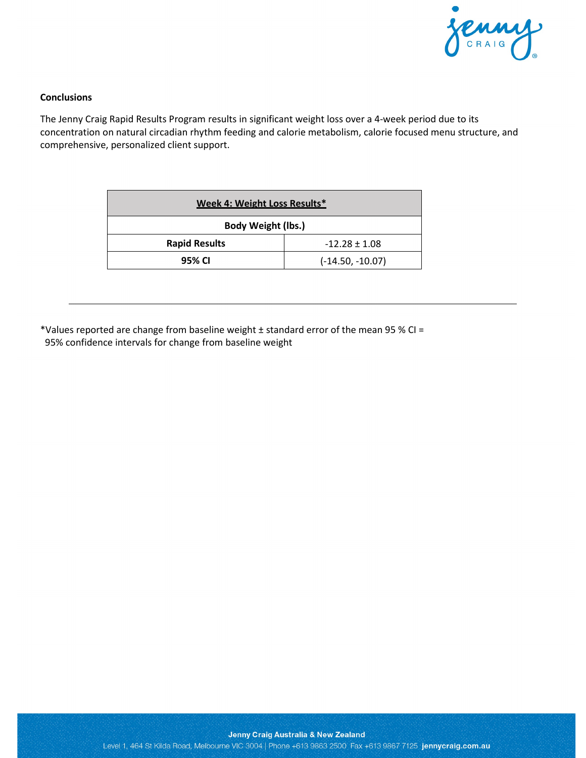**Conclusions**

The Jenny Craig Rapid Results Program results in significant weight loss over a 4-week period due to its concentration on natural circadian rhythm feeding and calorie metabolism, calorie focused menu structure, and comprehensive, personalized client support.

| Week 4: Weight Loss Results* | |
|---|---|
| **Body Weight (lbs.)** | |
| **Rapid Results** | -12.28 ± 1.08 |
| **95% CI** | (-14.50, -10.07) |

---

*Values reported are change from baseline weight ± standard error of the mean 95 % CI = 95% confidence intervals for change from baseline weight